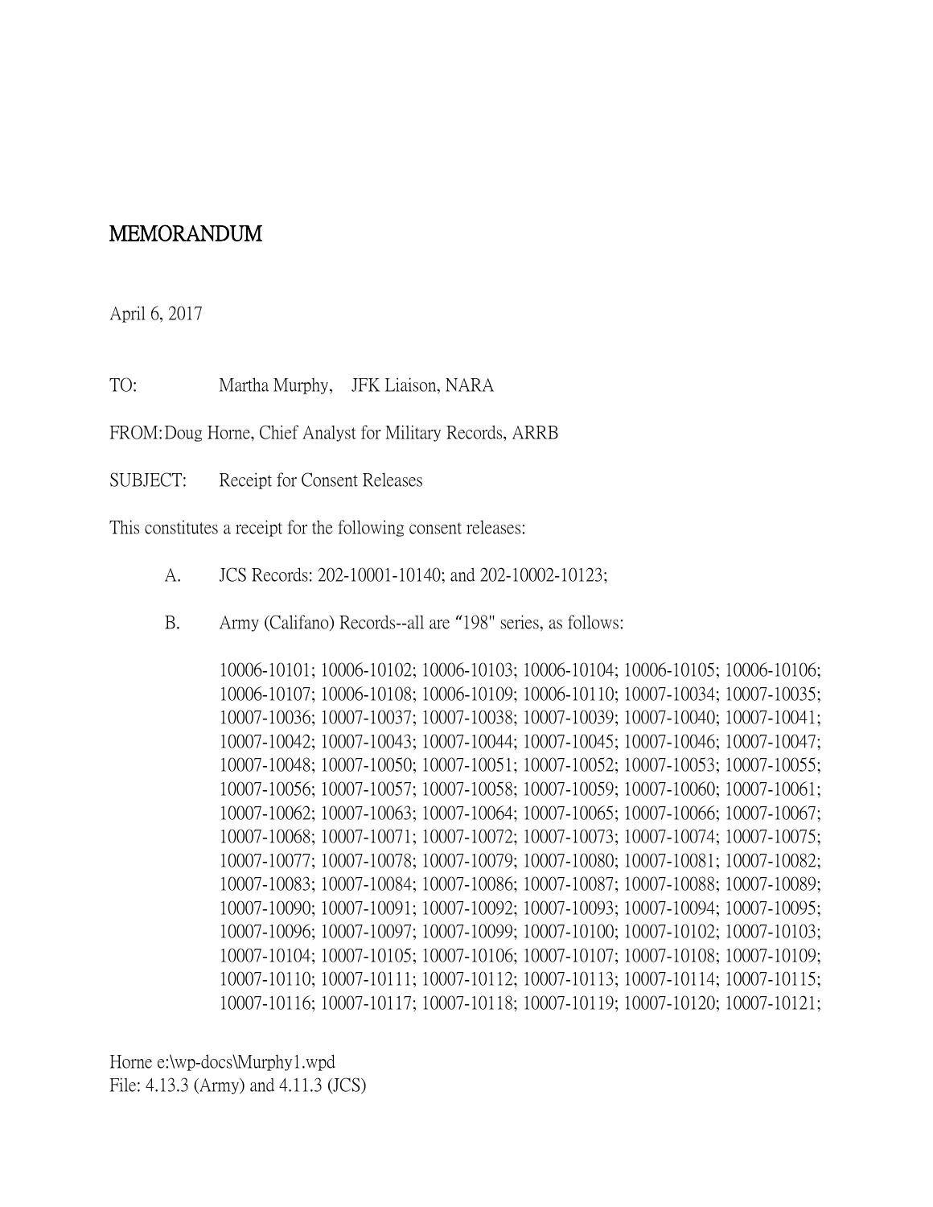# MEMORANDUM

April 6, 2017

TO: Martha Murphy, JFK Liaison, NARA

FROM: Doug Horne, Chief Analyst for Military Records, ARRB

SUBJECT: Receipt for Consent Releases

This constitutes a receipt for the following consent releases:

A. JCS Records: 202-10001-10140; and 202-10002-10123;

B. Army (Califano) Records--all are "198" series, as follows:

10006-10101; 10006-10102; 10006-10103; 10006-10104; 10006-10105; 10006-10106; 10006-10107; 10006-10108; 10006-10109; 10006-10110; 10007-10034; 10007-10035; 10007-10036; 10007-10037; 10007-10038; 10007-10039; 10007-10040; 10007-10041; 10007-10042; 10007-10043; 10007-10044; 10007-10045; 10007-10046; 10007-10047; 10007-10048; 10007-10050; 10007-10051; 10007-10052; 10007-10053; 10007-10055; 10007-10056; 10007-10057; 10007-10058; 10007-10059; 10007-10060; 10007-10061; 10007-10062; 10007-10063; 10007-10064; 10007-10065; 10007-10066; 10007-10067; 10007-10068; 10007-10071; 10007-10072; 10007-10073; 10007-10074; 10007-10075; 10007-10077; 10007-10078; 10007-10079; 10007-10080; 10007-10081; 10007-10082; 10007-10083; 10007-10084; 10007-10086; 10007-10087; 10007-10088; 10007-10089; 10007-10090; 10007-10091; 10007-10092; 10007-10093; 10007-10094; 10007-10095; 10007-10096; 10007-10097; 10007-10099; 10007-10100; 10007-10102; 10007-10103; 10007-10104; 10007-10105; 10007-10106; 10007-10107; 10007-10108; 10007-10109; 10007-10110; 10007-10111; 10007-10112; 10007-10113; 10007-10114; 10007-10115; 10007-10116; 10007-10117; 10007-10118; 10007-10119; 10007-10120; 10007-10121;

Horne e:\wp-docs\Murphy1.wpd
File: 4.13.3 (Army) and 4.11.3 (JCS)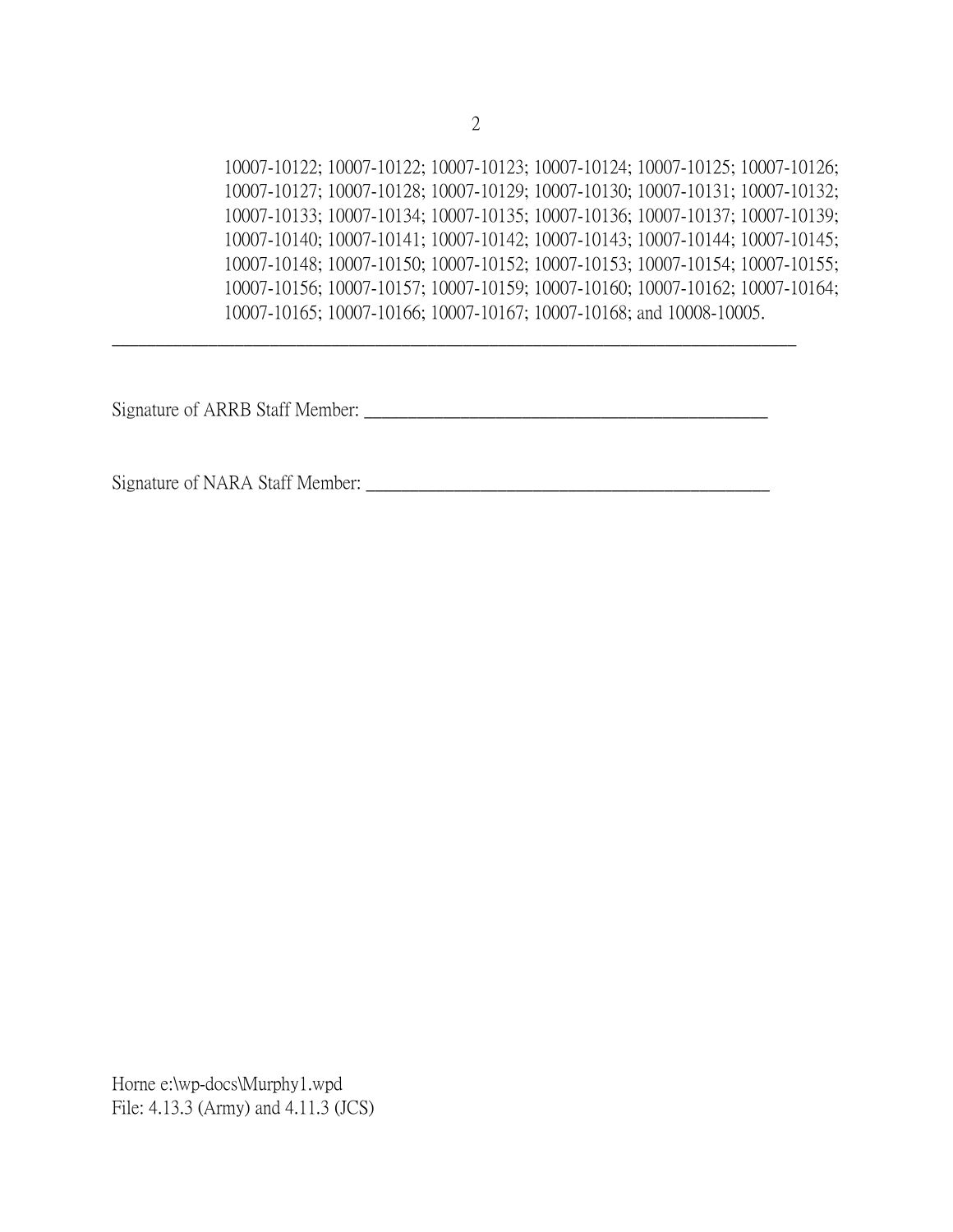10007-10122; 10007-10122; 10007-10123; 10007-10124; 10007-10125; 10007-10126; 10007-10127; 10007-10128; 10007-10129; 10007-10130; 10007-10131; 10007-10132; 10007-10133; 10007-10134; 10007-10135; 10007-10136; 10007-10137; 10007-10139; 10007-10140; 10007-10141; 10007-10142; 10007-10143; 10007-10144; 10007-10145; 10007-10148; 10007-10150; 10007-10152; 10007-10153; 10007-10154; 10007-10155; 10007-10156; 10007-10157; 10007-10159; 10007-10160; 10007-10162; 10007-10164; 10007-10165; 10007-10166; 10007-10167; 10007-10168; and 10008-10005.

---

Signature of ARRB Staff Member: ______________________________________________

Signature of NARA Staff Member: ______________________________________________

Horne e:\wp-docs\Murphy1.wpd
File: 4.13.3 (Army) and 4.11.3 (JCS)